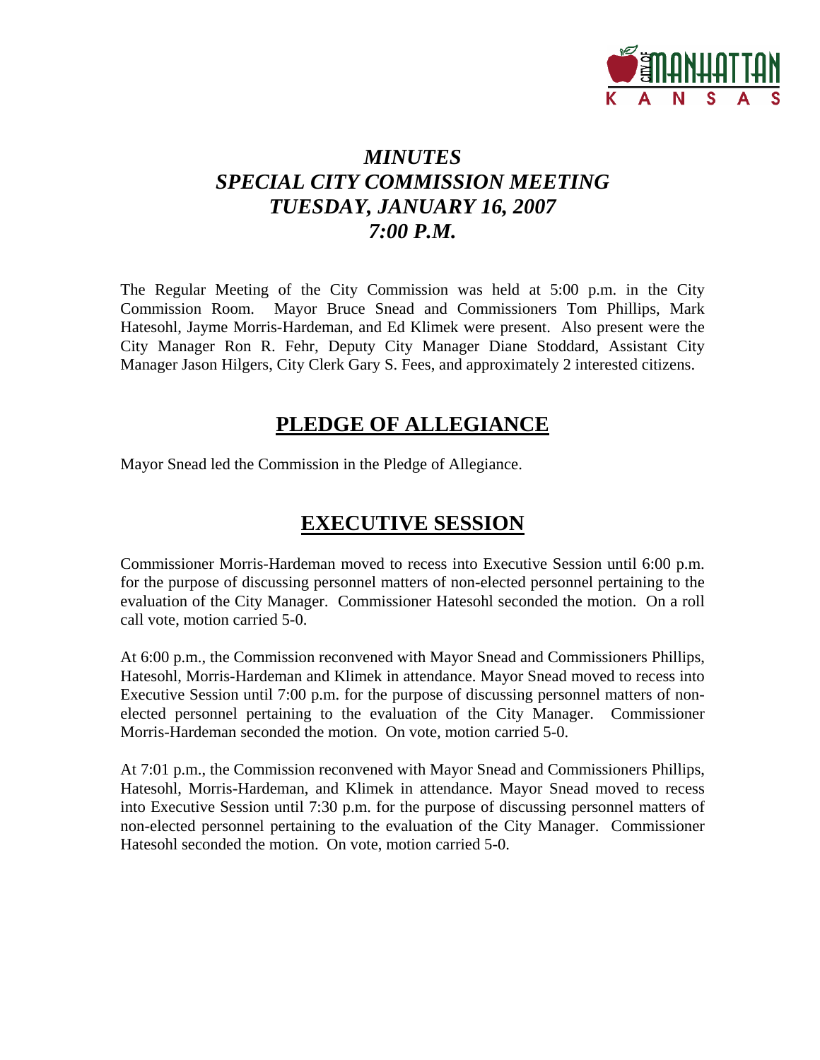# *MINUTES*
# *SPECIAL CITY COMMISSION MEETING*
# *TUESDAY, JANUARY 16, 2007*
# *7:00 P.M.*

The Regular Meeting of the City Commission was held at 5:00 p.m. in the City Commission Room. Mayor Bruce Snead and Commissioners Tom Phillips, Mark Hatesohl, Jayme Morris-Hardeman, and Ed Klimek were present. Also present were the City Manager Ron R. Fehr, Deputy City Manager Diane Stoddard, Assistant City Manager Jason Hilgers, City Clerk Gary S. Fees, and approximately 2 interested citizens.

## **PLEDGE OF ALLEGIANCE**

Mayor Snead led the Commission in the Pledge of Allegiance.

## **EXECUTIVE SESSION**

Commissioner Morris-Hardeman moved to recess into Executive Session until 6:00 p.m. for the purpose of discussing personnel matters of non-elected personnel pertaining to the evaluation of the City Manager. Commissioner Hatesohl seconded the motion. On a roll call vote, motion carried 5-0.

At 6:00 p.m., the Commission reconvened with Mayor Snead and Commissioners Phillips, Hatesohl, Morris-Hardeman and Klimek in attendance. Mayor Snead moved to recess into Executive Session until 7:00 p.m. for the purpose of discussing personnel matters of non-elected personnel pertaining to the evaluation of the City Manager. Commissioner Morris-Hardeman seconded the motion. On vote, motion carried 5-0.

At 7:01 p.m., the Commission reconvened with Mayor Snead and Commissioners Phillips, Hatesohl, Morris-Hardeman, and Klimek in attendance. Mayor Snead moved to recess into Executive Session until 7:30 p.m. for the purpose of discussing personnel matters of non-elected personnel pertaining to the evaluation of the City Manager. Commissioner Hatesohl seconded the motion. On vote, motion carried 5-0.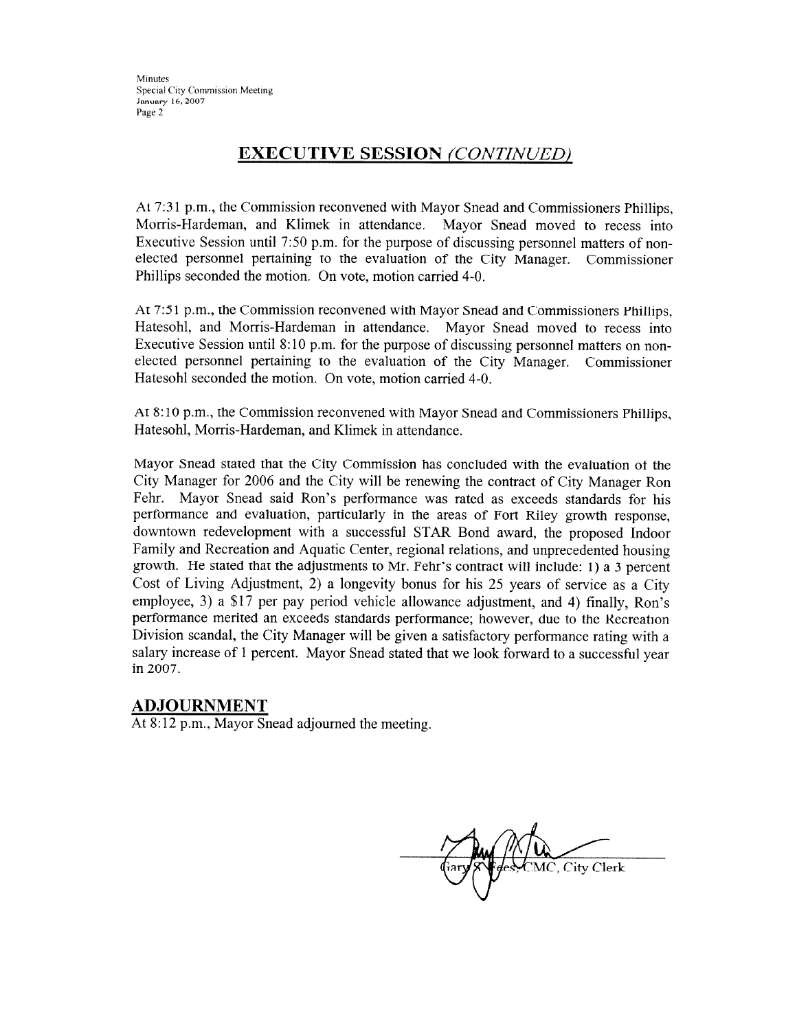## EXECUTIVE SESSION *(CONTINUED)*

At 7:31 p.m., the Commission reconvened with Mayor Snead and Commissioners Phillips, Morris-Hardeman, and Klimek in attendance. Mayor Snead moved to recess into Executive Session until 7:50 p.m. for the purpose of discussing personnel matters of non-elected personnel pertaining to the evaluation of the City Manager. Commissioner Phillips seconded the motion. On vote, motion carried 4-0.

At 7:51 p.m., the Commission reconvened with Mayor Snead and Commissioners Phillips, Hatesohl, and Morris-Hardeman in attendance. Mayor Snead moved to recess into Executive Session until 8:10 p.m. for the purpose of discussing personnel matters on non-elected personnel pertaining to the evaluation of the City Manager. Commissioner Hatesohl seconded the motion. On vote, motion carried 4-0.

At 8:10 p.m., the Commission reconvened with Mayor Snead and Commissioners Phillips, Hatesohl, Morris-Hardeman, and Klimek in attendance.

Mayor Snead stated that the City Commission has concluded with the evaluation of the City Manager for 2006 and the City will be renewing the contract of City Manager Ron Fehr. Mayor Snead said Ron's performance was rated as exceeds standards for his performance and evaluation, particularly in the areas of Fort Riley growth response, downtown redevelopment with a successful STAR Bond award, the proposed Indoor Family and Recreation and Aquatic Center, regional relations, and unprecedented housing growth. He stated that the adjustments to Mr. Fehr's contract will include: 1) a 3 percent Cost of Living Adjustment, 2) a longevity bonus for his 25 years of service as a City employee, 3) a $17 per pay period vehicle allowance adjustment, and 4) finally, Ron's performance merited an exceeds standards performance; however, due to the Recreation Division scandal, the City Manager will be given a satisfactory performance rating with a salary increase of 1 percent. Mayor Snead stated that we look forward to a successful year in 2007.

## ADJOURNMENT

At 8:12 p.m., Mayor Snead adjourned the meeting.

Gary S. Fees, CMC, City Clerk